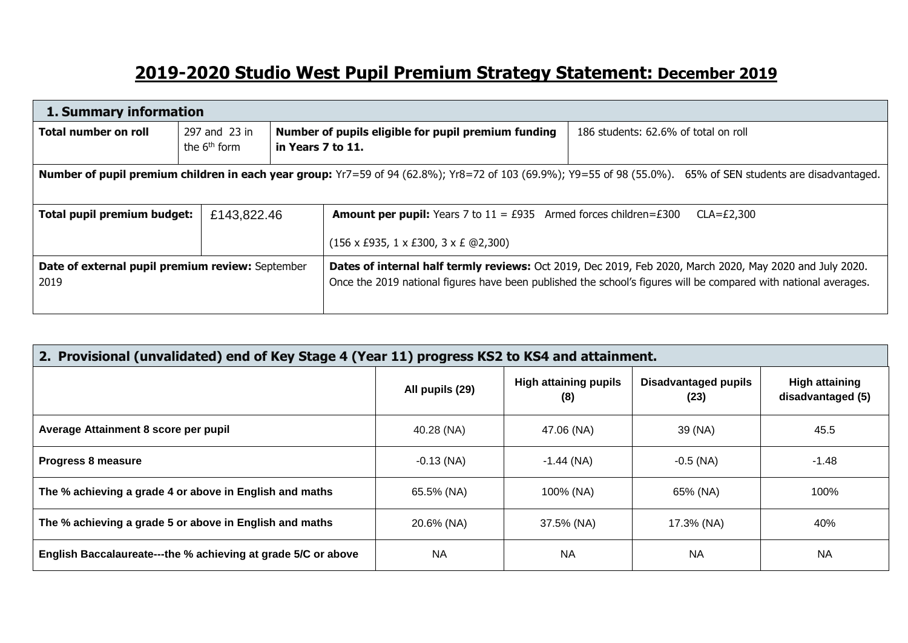# 2019-2020 Studio West Pupil Premium Strategy Statement: December 2019

| **1. Summary information** | | | |
|---|---|---|---|
| **Total number on roll** | 297 and 23 in the 6th form | **Number of pupils eligible for pupil premium funding in Years 7 to 11.** | 186 students: 62.6% of total on roll |
| **Number of pupil premium children in each year group:** Yr7=59 of 94 (62.8%); Yr8=72 of 103 (69.9%); Y9=55 of 98 (55.0%). 65% of SEN students are disadvantaged. | | | |
| **Total pupil premium budget:** | £143,822.46 | **Amount per pupil:** Years 7 to 11 = £935 Armed forces children=£300 CLA=£2,300<br><br>(156 x £935, 1 x £300, 3 x £ @2,300) | |
| **Date of external pupil premium review:** September 2019 | | **Dates of internal half termly reviews:** Oct 2019, Dec 2019, Feb 2020, March 2020, May 2020 and July 2020. Once the 2019 national figures have been published the school's figures will be compared with national averages. | |

| **2. Provisional (unvalidated) end of Key Stage 4 (Year 11) progress KS2 to KS4 and attainment.** | | | | |
|---|---|---|---|---|
| | **All pupils (29)** | **High attaining pupils (8)** | **Disadvantaged pupils (23)** | **High attaining disadvantaged (5)** |
| **Average Attainment 8 score per pupil** | 40.28 (NA) | 47.06 (NA) | 39 (NA) | 45.5 |
| **Progress 8 measure** | -0.13 (NA) | -1.44 (NA) | -0.5 (NA) | -1.48 |
| **The % achieving a grade 4 or above in English and maths** | 65.5% (NA) | 100% (NA) | 65% (NA) | 100% |
| **The % achieving a grade 5 or above in English and maths** | 20.6% (NA) | 37.5% (NA) | 17.3% (NA) | 40% |
| **English Baccalaureate---the % achieving at grade 5/C or above** | NA | NA | NA | NA |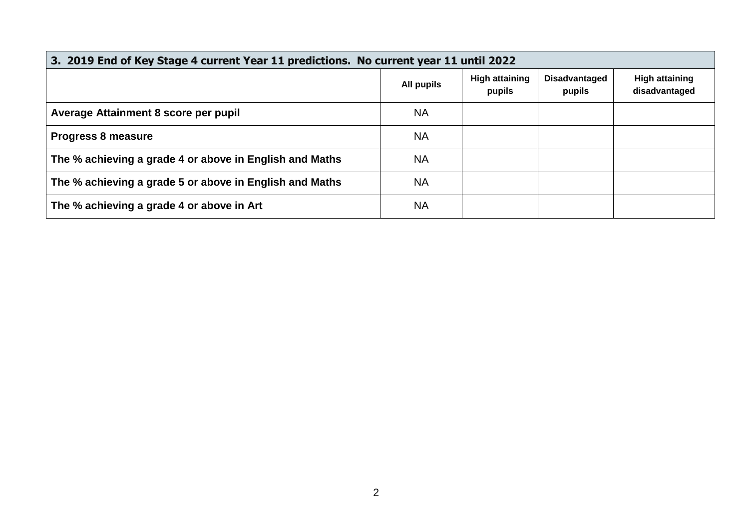| 3. 2019 End of Key Stage 4 current Year 11 predictions. No current year 11 until 2022 | | | | |
|---|---|---|---|---|
| | **All pupils** | **High attaining pupils** | **Disadvantaged pupils** | **High attaining disadvantaged** |
| **Average Attainment 8 score per pupil** | NA | | | |
| **Progress 8 measure** | NA | | | |
| **The % achieving a grade 4 or above in English and Maths** | NA | | | |
| **The % achieving a grade 5 or above in English and Maths** | NA | | | |
| **The % achieving a grade 4 or above in Art** | NA | | | |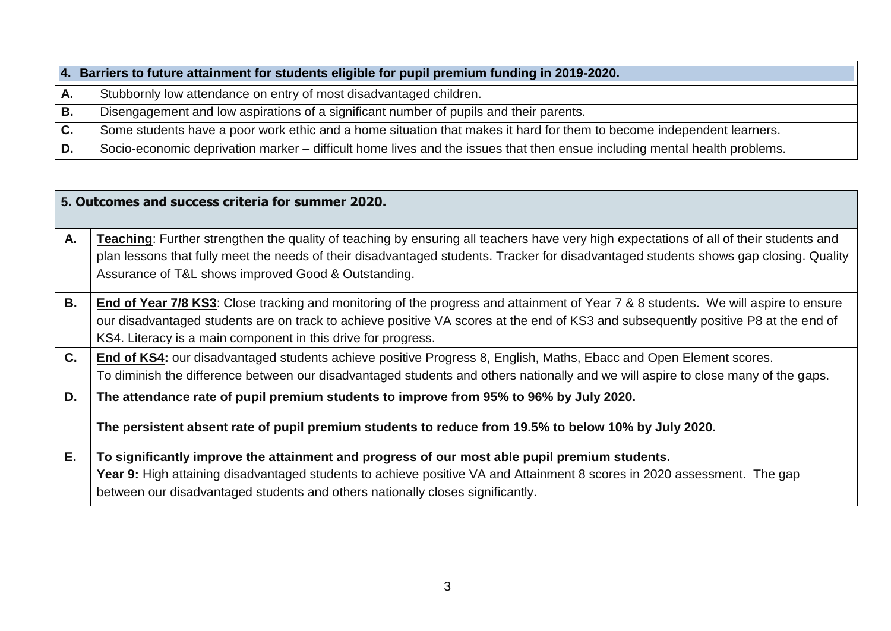| 4. Barriers to future attainment for students eligible for pupil premium funding in 2019-2020. | |
|---|---|
| **A.** | Stubbornly low attendance on entry of most disadvantaged children. |
| **B.** | Disengagement and low aspirations of a significant number of pupils and their parents. |
| **C.** | Some students have a poor work ethic and a home situation that makes it hard for them to become independent learners. |
| **D.** | Socio-economic deprivation marker – difficult home lives and the issues that then ensue including mental health problems. |

| 5. Outcomes and success criteria for summer 2020. | |
|---|---|
| **A.** | **Teaching**: Further strengthen the quality of teaching by ensuring all teachers have very high expectations of all of their students and plan lessons that fully meet the needs of their disadvantaged students. Tracker for disadvantaged students shows gap closing. Quality Assurance of T&L shows improved Good & Outstanding. |
| **B.** | **End of Year 7/8 KS3**: Close tracking and monitoring of the progress and attainment of Year 7 & 8 students. We will aspire to ensure our disadvantaged students are on track to achieve positive VA scores at the end of KS3 and subsequently positive P8 at the end of KS4. Literacy is a main component in this drive for progress. |
| **C.** | **End of KS4:** our disadvantaged students achieve positive Progress 8, English, Maths, Ebacc and Open Element scores. To diminish the difference between our disadvantaged students and others nationally and we will aspire to close many of the gaps. |
| **D.** | **The attendance rate of pupil premium students to improve from 95% to 96% by July 2020.** **The persistent absent rate of pupil premium students to reduce from 19.5% to below 10% by July 2020.** |
| **E.** | **To significantly improve the attainment and progress of our most able pupil premium students.** **Year 9:** High attaining disadvantaged students to achieve positive VA and Attainment 8 scores in 2020 assessment. The gap between our disadvantaged students and others nationally closes significantly. |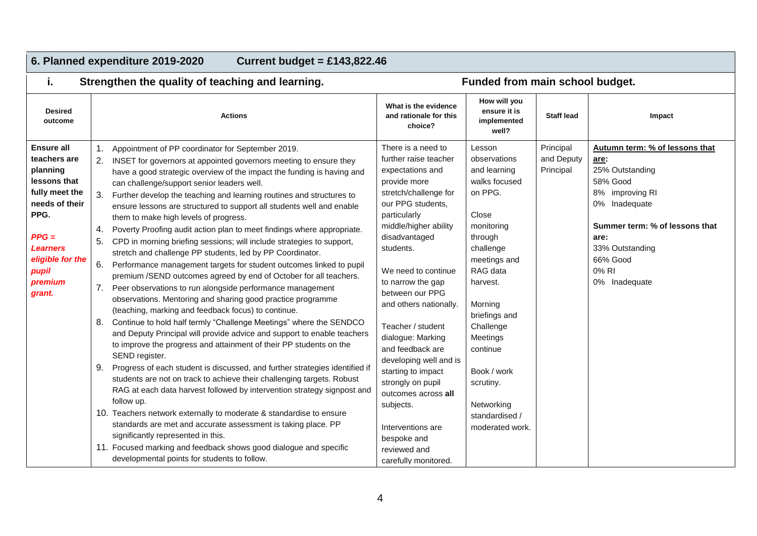## 6. Planned expenditure 2019-2020 Current budget = £143,822.46

### i. Strengthen the quality of teaching and learning. Funded from main school budget.

| Desired outcome | Actions | What is the evidence and rationale for this choice? | How will you ensure it is implemented well? | Staff lead | Impact |
|---|---|---|---|---|---|
| **Ensure all teachers are planning lessons that fully meet the needs of their PPG.**<br><br>***PPG = Learners eligible for the pupil premium grant.*** | 1. Appointment of PP coordinator for September 2019.<br>2. INSET for governors at appointed governors meeting to ensure they have a good strategic overview of the impact the funding is having and can challenge/support senior leaders well.<br>3. Further develop the teaching and learning routines and structures to ensure lessons are structured to support all students well and enable them to make high levels of progress.<br>4. Poverty Proofing audit action plan to meet findings where appropriate.<br>5. CPD in morning briefing sessions; will include strategies to support, stretch and challenge PP students, led by PP Coordinator.<br>6. Performance management targets for student outcomes linked to pupil premium /SEND outcomes agreed by end of October for all teachers.<br>7. Peer observations to run alongside performance management observations. Mentoring and sharing good practice programme (teaching, marking and feedback focus) to continue.<br>8. Continue to hold half termly "Challenge Meetings" where the SENDCO and Deputy Principal will provide advice and support to enable teachers to improve the progress and attainment of their PP students on the SEND register.<br>9. Progress of each student is discussed, and further strategies identified if students are not on track to achieve their challenging targets. Robust RAG at each data harvest followed by intervention strategy signpost and follow up.<br>10. Teachers network externally to moderate & standardise to ensure standards are met and accurate assessment is taking place. PP significantly represented in this.<br>11. Focused marking and feedback shows good dialogue and specific developmental points for students to follow. | There is a need to further raise teacher expectations and provide more stretch/challenge for our PPG students, particularly middle/higher ability disadvantaged students.<br><br>We need to continue to narrow the gap between our PPG and others nationally.<br><br>Teacher / student dialogue: Marking and feedback are developing well and is starting to impact strongly on pupil outcomes across **all** subjects.<br><br>Interventions are bespoke and reviewed and carefully monitored. | Lesson observations and learning walks focused on PPG.<br><br>Close monitoring through challenge meetings and RAG data harvest.<br><br>Morning briefings and Challenge Meetings continue<br><br>Book / work scrutiny.<br><br>Networking standardised / moderated work. | Principal and Deputy Principal | **<u>Autumn term: % of lessons that are:</u>**<br>25% Outstanding<br>58% Good<br>8% improving RI<br>0% Inadequate<br><br>**Summer term: % of lessons that are:**<br>33% Outstanding<br>66% Good<br>0% RI<br>0% Inadequate |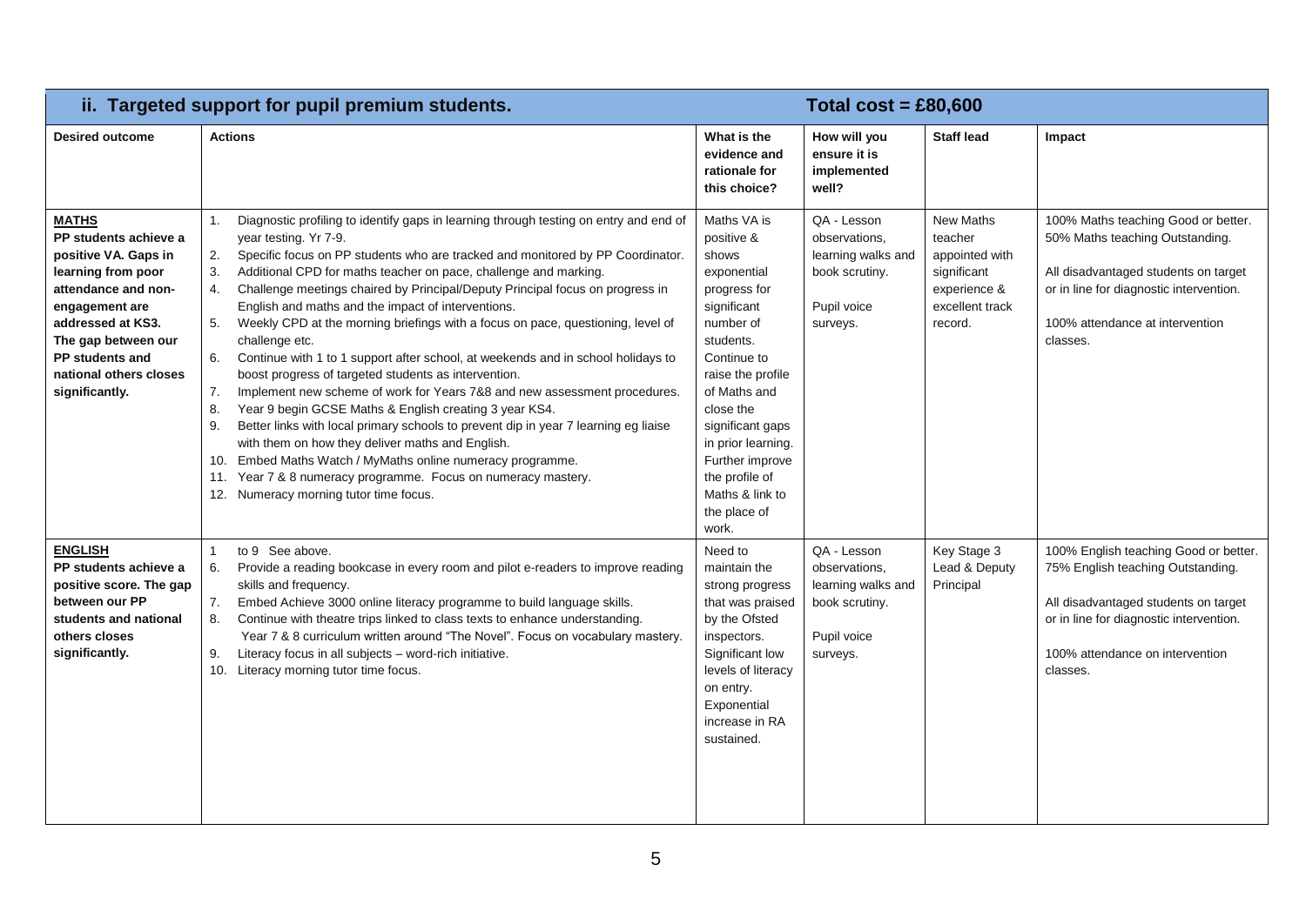| ii. Targeted support for pupil premium students. | | Total cost = £80,600 | | | |
|---|---|---|---|---|---|
| **Desired outcome** | **Actions** | **What is the evidence and rationale for this choice?** | **How will you ensure it is implemented well?** | **Staff lead** | **Impact** |
| **MATHS** **PP students achieve a positive VA. Gaps in learning from poor attendance and non-engagement are addressed at KS3. The gap between our PP students and national others closes significantly.** | 1. Diagnostic profiling to identify gaps in learning through testing on entry and end of year testing. Yr 7-9.<br>2. Specific focus on PP students who are tracked and monitored by PP Coordinator.<br>3. Additional CPD for maths teacher on pace, challenge and marking.<br>4. Challenge meetings chaired by Principal/Deputy Principal focus on progress in English and maths and the impact of interventions.<br>5. Weekly CPD at the morning briefings with a focus on pace, questioning, level of challenge etc.<br>6. Continue with 1 to 1 support after school, at weekends and in school holidays to boost progress of targeted students as intervention.<br>7. Implement new scheme of work for Years 7&8 and new assessment procedures.<br>8. Year 9 begin GCSE Maths & English creating 3 year KS4.<br>9. Better links with local primary schools to prevent dip in year 7 learning eg liaise with them on how they deliver maths and English.<br>10. Embed Maths Watch / MyMaths online numeracy programme.<br>11. Year 7 & 8 numeracy programme. Focus on numeracy mastery.<br>12. Numeracy morning tutor time focus. | Maths VA is positive & shows exponential progress for significant number of students. Continue to raise the profile of Maths and close the significant gaps in prior learning. Further improve the profile of Maths & link to the place of work. | QA - Lesson observations, learning walks and book scrutiny.<br><br>Pupil voice surveys. | New Maths teacher appointed with significant experience & excellent track record. | 100% Maths teaching Good or better. 50% Maths teaching Outstanding.<br><br>All disadvantaged students on target or in line for diagnostic intervention.<br><br>100% attendance at intervention classes. |
| **ENGLISH** **PP students achieve a positive score. The gap between our PP students and national others closes significantly.** | 1 to 9 See above.<br>6. Provide a reading bookcase in every room and pilot e-readers to improve reading skills and frequency.<br>7. Embed Achieve 3000 online literacy programme to build language skills.<br>8. Continue with theatre trips linked to class texts to enhance understanding. Year 7 & 8 curriculum written around "The Novel". Focus on vocabulary mastery.<br>9. Literacy focus in all subjects – word-rich initiative.<br>10. Literacy morning tutor time focus. | Need to maintain the strong progress that was praised by the Ofsted inspectors. Significant low levels of literacy on entry. Exponential increase in RA sustained. | QA - Lesson observations, learning walks and book scrutiny.<br><br>Pupil voice surveys. | Key Stage 3 Lead & Deputy Principal | 100% English teaching Good or better. 75% English teaching Outstanding.<br><br>All disadvantaged students on target or in line for diagnostic intervention.<br><br>100% attendance on intervention classes. |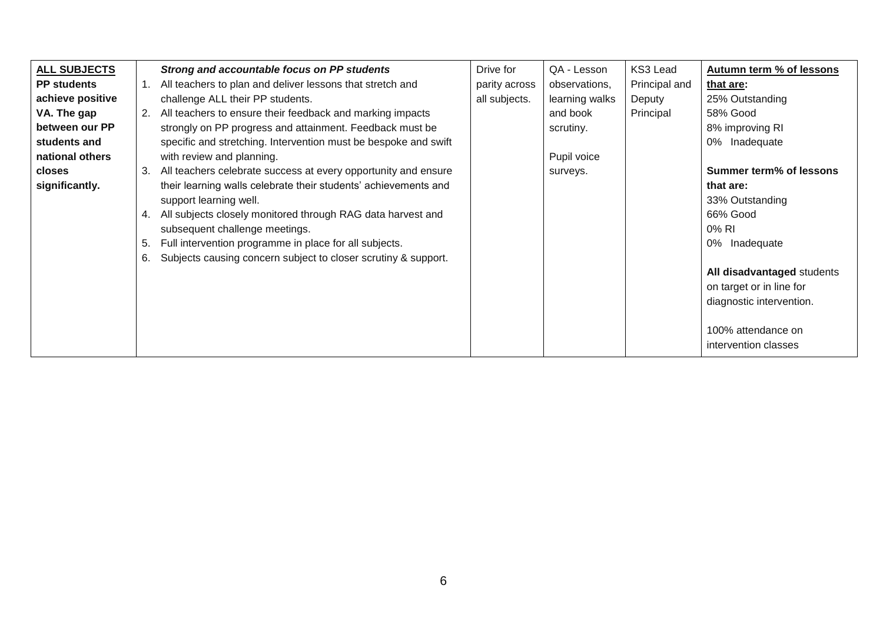| **ALL SUBJECTS** **PP students achieve positive VA. The gap between our PP students and national others closes significantly.** | ***Strong and accountable focus on PP students*** <br>1. All teachers to plan and deliver lessons that stretch and challenge ALL their PP students.<br>2. All teachers to ensure their feedback and marking impacts strongly on PP progress and attainment. Feedback must be specific and stretching. Intervention must be bespoke and swift with review and planning.<br>3. All teachers celebrate success at every opportunity and ensure their learning walls celebrate their students' achievements and support learning well.<br>4. All subjects closely monitored through RAG data harvest and subsequent challenge meetings.<br>5. Full intervention programme in place for all subjects.<br>6. Subjects causing concern subject to closer scrutiny & support. | Drive for parity across all subjects. | QA - Lesson observations, learning walls and book scrutiny.<br><br>Pupil voice surveys. | KS3 Lead Principal and Deputy Principal | **Autumn term % of lessons that are:**<br>25% Outstanding<br>58% Good<br>8% improving RI<br>0% Inadequate<br><br>**Summer term% of lessons that are:**<br>33% Outstanding<br>66% Good<br>0% RI<br>0% Inadequate<br><br>**All disadvantaged** students on target or in line for diagnostic intervention.<br><br>100% attendance on intervention classes |
|---|---|---|---|---|---|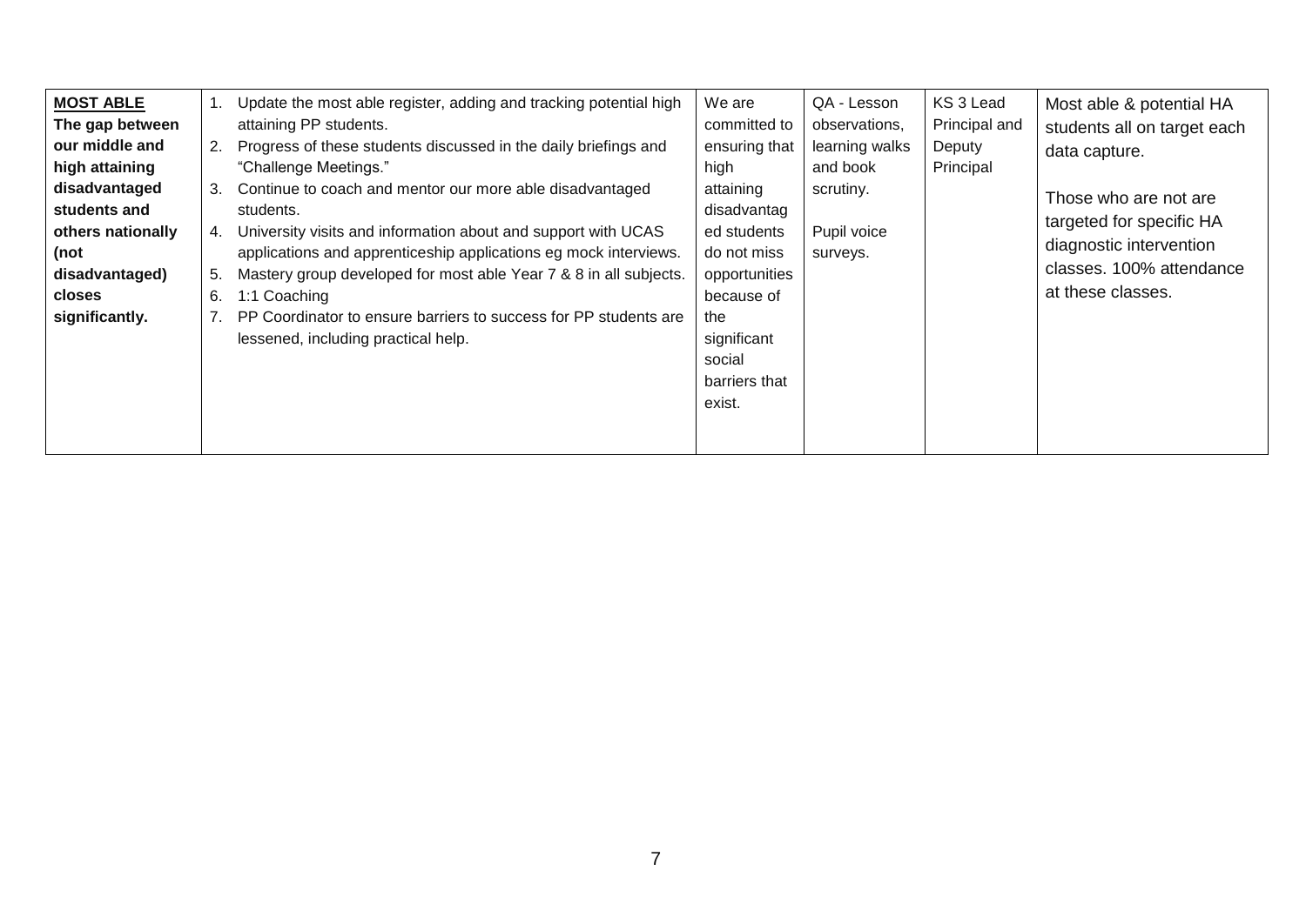| **MOST ABLE** **The gap between our middle and high attaining disadvantaged students and others nationally (not disadvantaged) closes significantly.** | 1. Update the most able register, adding and tracking potential high attaining PP students.<br>2. Progress of these students discussed in the daily briefings and "Challenge Meetings."<br>3. Continue to coach and mentor our more able disadvantaged students.<br>4. University visits and information about and support with UCAS applications and apprenticeship applications eg mock interviews.<br>5. Mastery group developed for most able Year 7 & 8 in all subjects.<br>6. 1:1 Coaching<br>7. PP Coordinator to ensure barriers to success for PP students are lessened, including practical help. | We are committed to ensuring that high attaining disadvantaged students do not miss opportunities because of the significant social barriers that exist. | QA - Lesson observations, learning walks and book scrutiny.<br><br>Pupil voice surveys. | KS 3 Lead Principal and Deputy Principal | Most able & potential HA students all on target each data capture.<br><br>Those who are not are targeted for specific HA diagnostic intervention classes. 100% attendance at these classes. |
|---|---|---|---|---|---|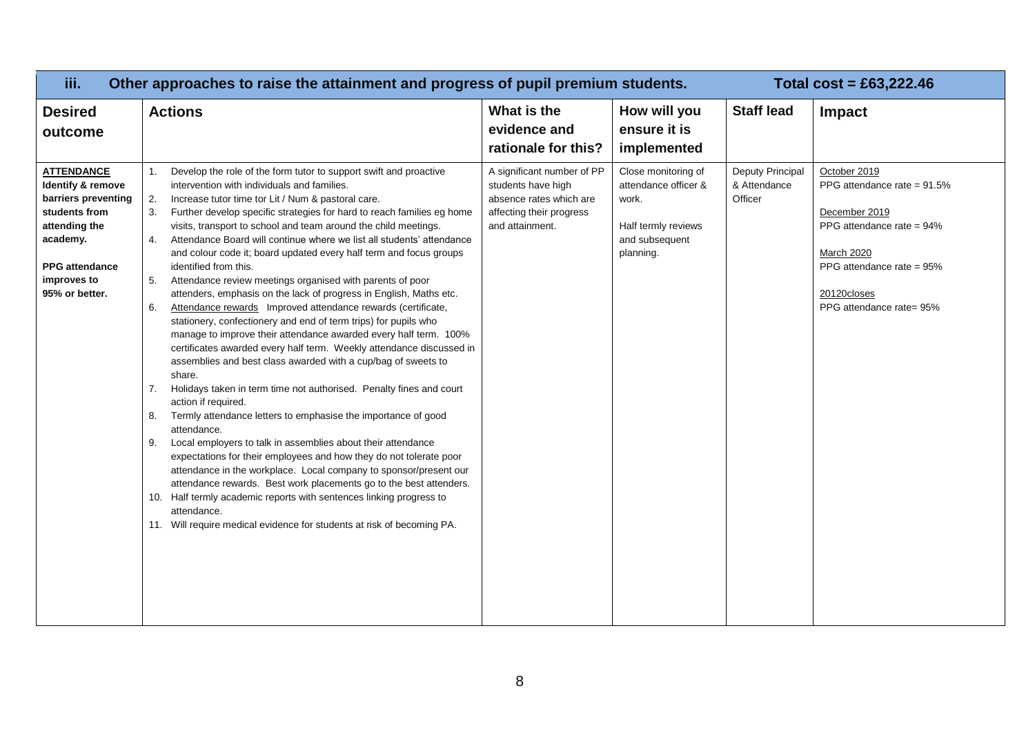| iii. Other approaches to raise the attainment and progress of pupil premium students. | | | | Total cost = £63,222.46 | |
|---|---|---|---|---|---|
| **Desired outcome** | **Actions** | **What is the evidence and rationale for this?** | **How will you ensure it is implemented** | **Staff lead** | **Impact** |
| **ATTENDANCE** **Identify & remove barriers preventing students from attending the academy.** <br><br> **PPG attendance improves to 95% or better.** | 1. Develop the role of the form tutor to support swift and proactive intervention with individuals and families.<br>2. Increase tutor time tor Lit / Num & pastoral care.<br>3. Further develop specific strategies for hard to reach families eg home visits, transport to school and team around the child meetings.<br>4. Attendance Board will continue where we list all students' attendance and colour code it; board updated every half term and focus groups identified from this.<br>5. Attendance review meetings organised with parents of poor attenders, emphasis on the lack of progress in English, Maths etc.<br>6. Attendance rewards Improved attendance rewards (certificate, stationery, confectionery and end of term trips) for pupils who manage to improve their attendance awarded every half term. 100% certificates awarded every half term. Weekly attendance discussed in assemblies and best class awarded with a cup/bag of sweets to share.<br>7. Holidays taken in term time not authorised. Penalty fines and court action if required.<br>8. Termly attendance letters to emphasise the importance of good attendance.<br>9. Local employers to talk in assemblies about their attendance expectations for their employees and how they do not tolerate poor attendance in the workplace. Local company to sponsor/present our attendance rewards. Best work placements go to the best attenders.<br>10. Half termly academic reports with sentences linking progress to attendance.<br>11. Will require medical evidence for students at risk of becoming PA. | A significant number of PP students have high absence rates which are affecting their progress and attainment. | Close monitoring of attendance officer & work.<br><br>Half termly reviews and subsequent planning. | Deputy Principal & Attendance Officer | October 2019<br>PPG attendance rate = 91.5%<br><br>December 2019<br>PPG attendance rate = 94%<br><br>March 2020<br>PPG attendance rate = 95%<br><br>20120closes<br>PPG attendance rate= 95% |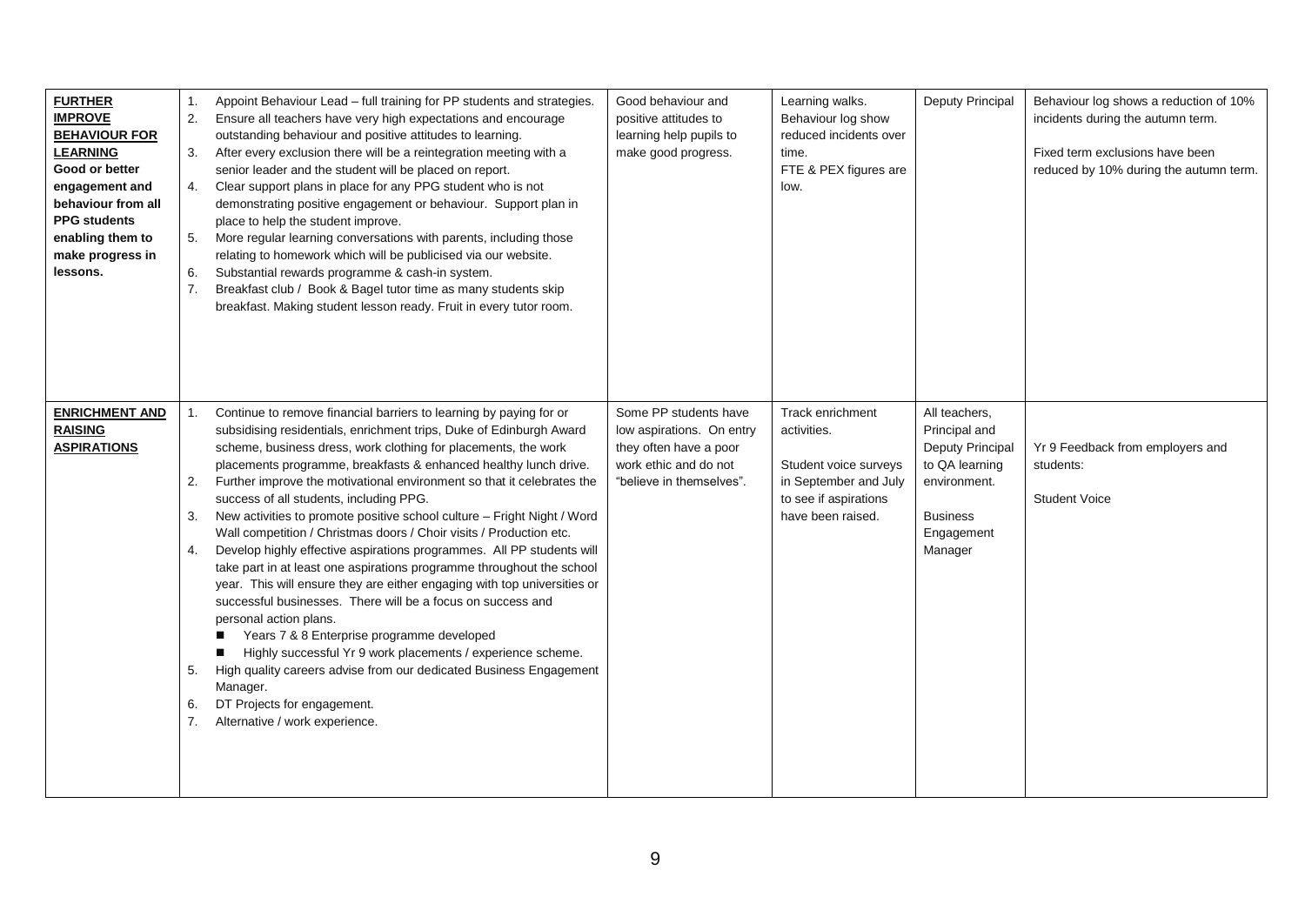| | | | | | |
|---|---|---|---|---|---|
| **FURTHER IMPROVE BEHAVIOUR FOR LEARNING** Good or better engagement and behaviour from all PPG students enabling them to make progress in lessons. | 1. Appoint Behaviour Lead – full training for PP students and strategies.<br>2. Ensure all teachers have very high expectations and encourage outstanding behaviour and positive attitudes to learning.<br>3. After every exclusion there will be a reintegration meeting with a senior leader and the student will be placed on report.<br>4. Clear support plans in place for any PPG student who is not demonstrating positive engagement or behaviour. Support plan in place to help the student improve.<br>5. More regular learning conversations with parents, including those relating to homework which will be publicised via our website.<br>6. Substantial rewards programme & cash-in system.<br>7. Breakfast club / Book & Bagel tutor time as many students skip breakfast. Making student lesson ready. Fruit in every tutor room. | Good behaviour and positive attitudes to learning help pupils to make good progress. | Learning walks.<br>Behaviour log show reduced incidents over time.<br>FTE & PEX figures are low. | Deputy Principal | Behaviour log shows a reduction of 10% incidents during the autumn term.<br><br>Fixed term exclusions have been reduced by 10% during the autumn term. |
| **ENRICHMENT AND RAISING ASPIRATIONS** | 1. Continue to remove financial barriers to learning by paying for or subsidising residentials, enrichment trips, Duke of Edinburgh Award scheme, business dress, work clothing for placements, the work placements programme, breakfasts & enhanced healthy lunch drive.<br>2. Further improve the motivational environment so that it celebrates the success of all students, including PPG.<br>3. New activities to promote positive school culture – Fright Night / Word Wall competition / Christmas doors / Choir visits / Production etc.<br>4. Develop highly effective aspirations programmes. All PP students will take part in at least one aspirations programme throughout the school year. This will ensure they are either engaging with top universities or successful businesses. There will be a focus on success and personal action plans.<br>■ Years 7 & 8 Enterprise programme developed<br>■ Highly successful Yr 9 work placements / experience scheme.<br>5. High quality careers advise from our dedicated Business Engagement Manager.<br>6. DT Projects for engagement.<br>7. Alternative / work experience. | Some PP students have low aspirations. On entry they often have a poor work ethic and do not "believe in themselves". | Track enrichment activities.<br><br>Student voice surveys in September and July to see if aspirations have been raised. | All teachers, Principal and Deputy Principal to QA learning environment.<br><br>Business Engagement Manager | Yr 9 Feedback from employers and students:<br><br>Student Voice |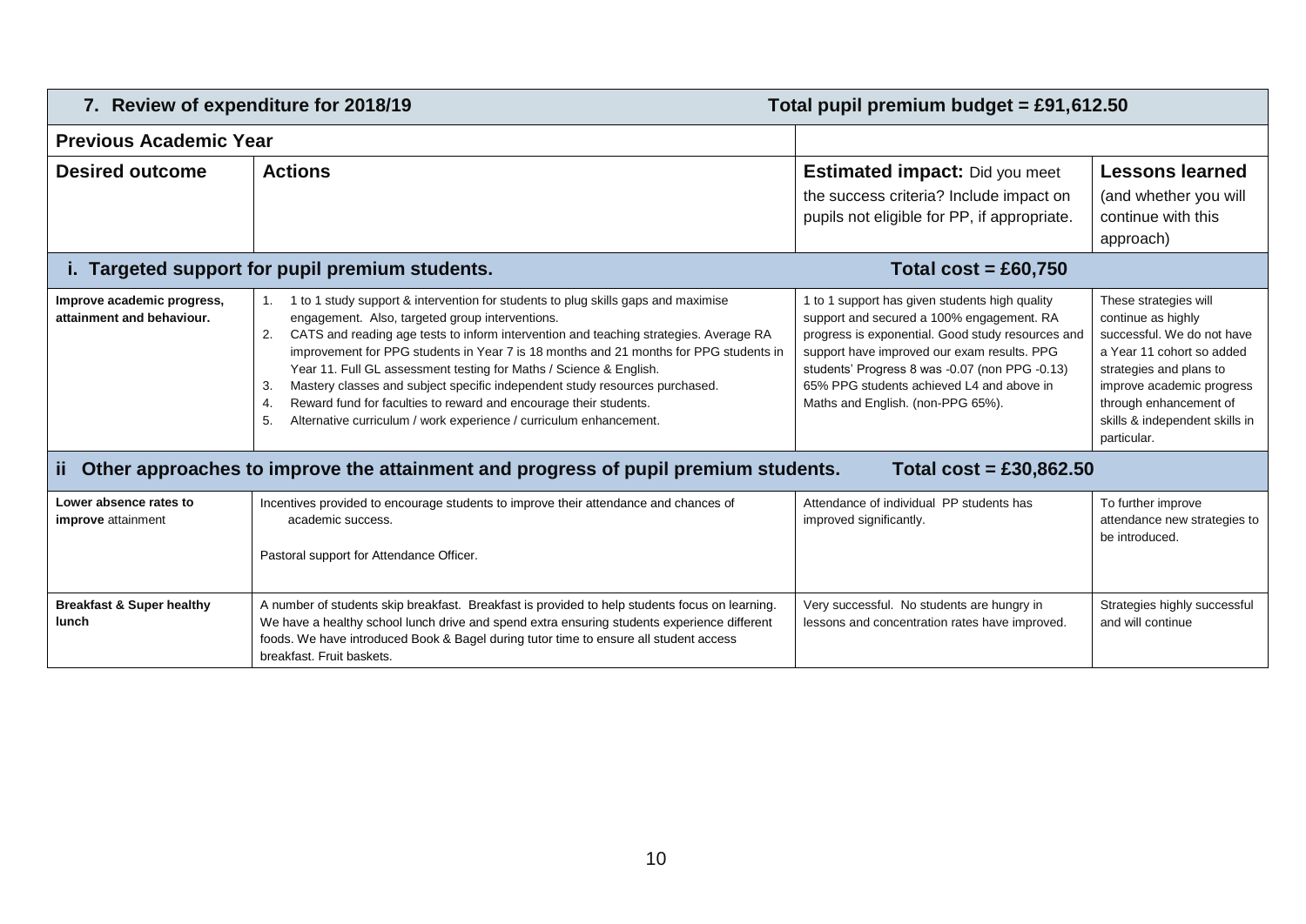| 7. Review of expenditure for 2018/19 | | Total pupil premium budget = £91,612.50 | |
|---|---|---|---|
| **Previous Academic Year** | | | |
| **Desired outcome** | **Actions** | **Estimated impact:** Did you meet the success criteria? Include impact on pupils not eligible for PP, if appropriate. | **Lessons learned** (and whether you will continue with this approach) |
| **i. Targeted support for pupil premium students.** | | **Total cost = £60,750** | |
| **Improve academic progress, attainment and behaviour.** | 1. 1 to 1 study support & intervention for students to plug skills gaps and maximise engagement. Also, targeted group interventions.<br>2. CATS and reading age tests to inform intervention and teaching strategies. Average RA improvement for PPG students in Year 7 is 18 months and 21 months for PPG students in Year 11. Full GL assessment testing for Maths / Science & English.<br>3. Mastery classes and subject specific independent study resources purchased.<br>4. Reward fund for faculties to reward and encourage their students.<br>5. Alternative curriculum / work experience / curriculum enhancement. | 1 to 1 support has given students high quality support and secured a 100% engagement. RA progress is exponential. Good study resources and support have improved our exam results. PPG students' Progress 8 was -0.07 (non PPG -0.13) 65% PPG students achieved L4 and above in Maths and English. (non-PPG 65%). | These strategies will continue as highly successful. We do not have a Year 11 cohort so added strategies and plans to improve academic progress through enhancement of skills & independent skills in particular. |
| **ii Other approaches to improve the attainment and progress of pupil premium students.** | | **Total cost = £30,862.50** | |
| **Lower absence rates to improve** attainment | Incentives provided to encourage students to improve their attendance and chances of academic success.<br><br>Pastoral support for Attendance Officer. | Attendance of individual PP students has improved significantly. | To further improve attendance new strategies to be introduced. |
| **Breakfast & Super healthy lunch** | A number of students skip breakfast. Breakfast is provided to help students focus on learning. We have a healthy school lunch drive and spend extra ensuring students experience different foods. We have introduced Book & Bagel during tutor time to ensure all student access breakfast. Fruit baskets. | Very successful. No students are hungry in lessons and concentration rates have improved. | Strategies highly successful and will continue |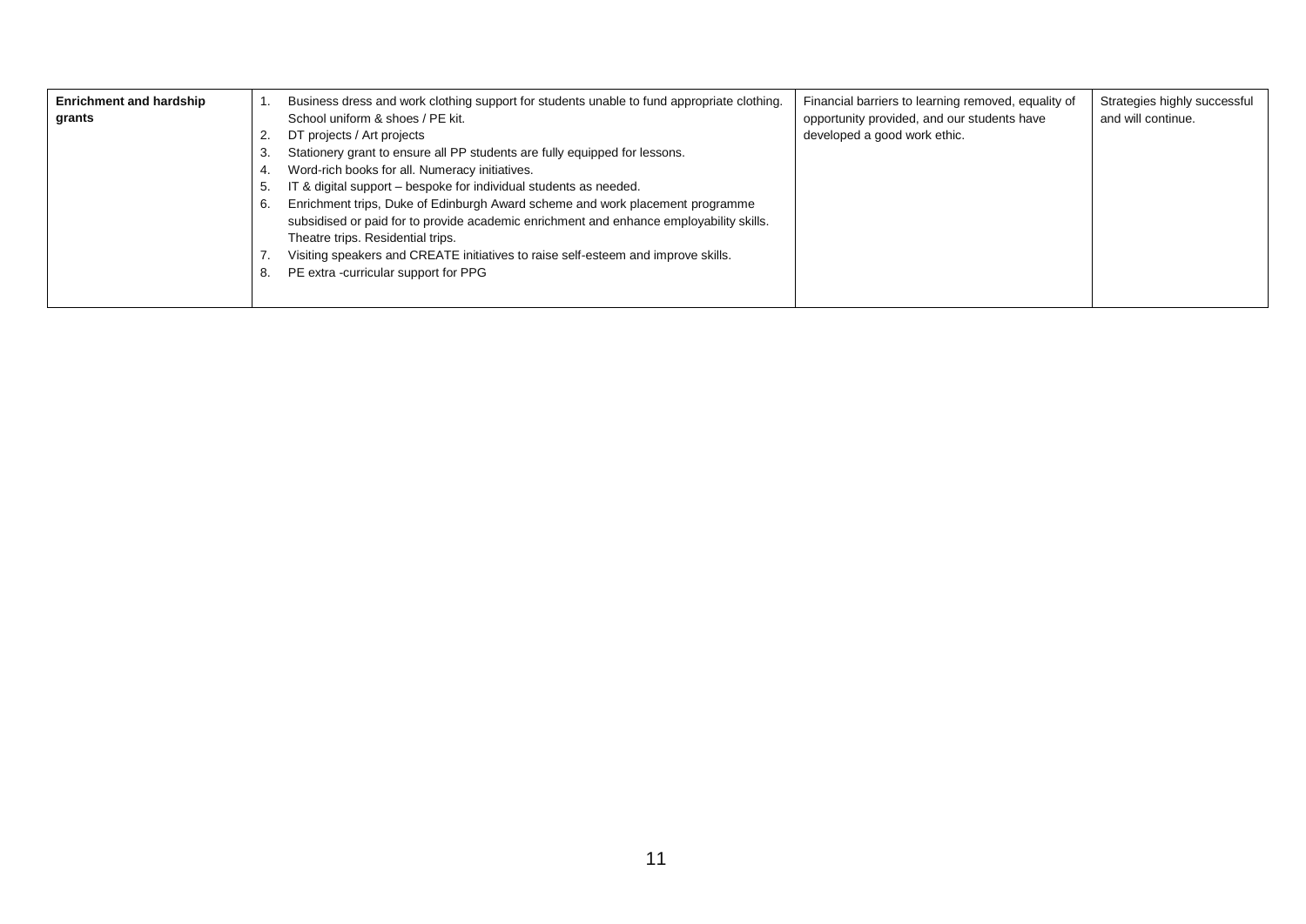| | | | |
|---|---|---|---|
| **Enrichment and hardship grants** | 1. Business dress and work clothing support for students unable to fund appropriate clothing. School uniform & shoes / PE kit.<br>2. DT projects / Art projects<br>3. Stationery grant to ensure all PP students are fully equipped for lessons.<br>4. Word-rich books for all. Numeracy initiatives.<br>5. IT & digital support – bespoke for individual students as needed.<br>6. Enrichment trips, Duke of Edinburgh Award scheme and work placement programme subsidised or paid for to provide academic enrichment and enhance employability skills. Theatre trips. Residential trips.<br>7. Visiting speakers and CREATE initiatives to raise self-esteem and improve skills.<br>8. PE extra -curricular support for PPG | Financial barriers to learning removed, equality of opportunity provided, and our students have developed a good work ethic. | Strategies highly successful and will continue. |